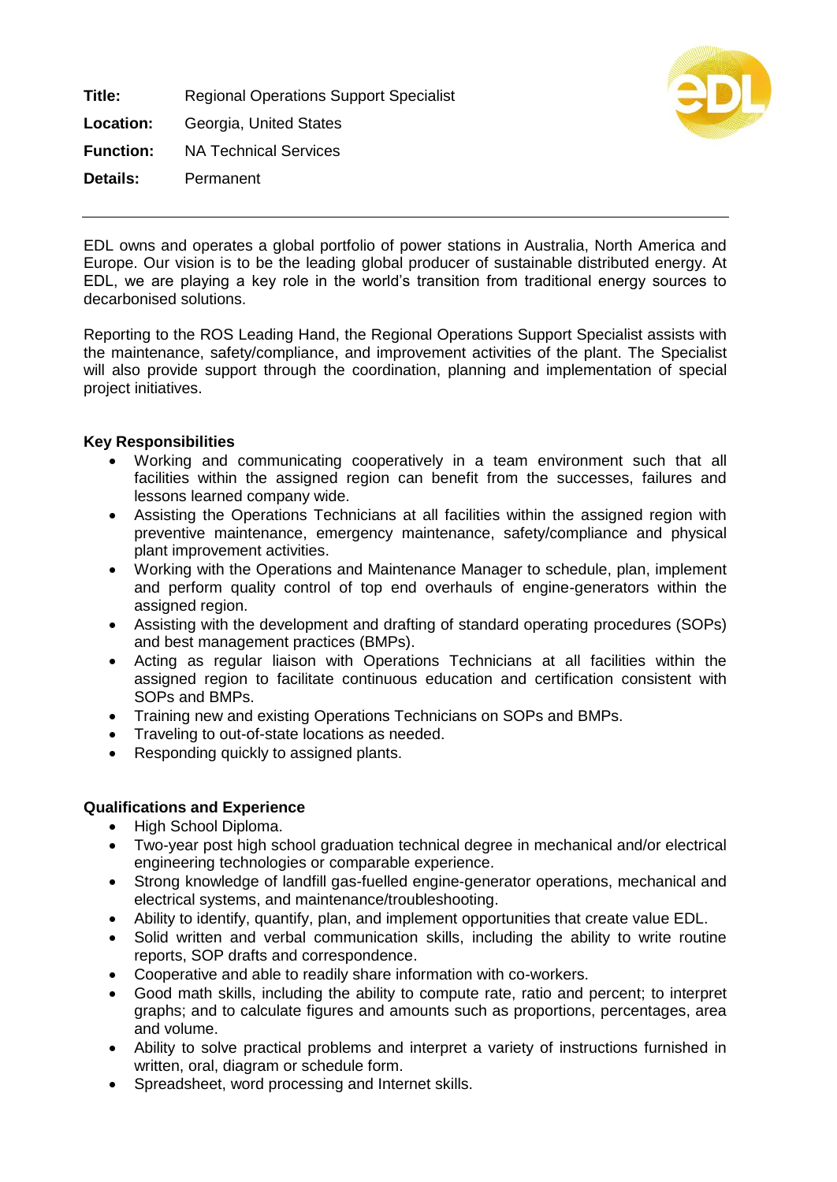**Title:** Regional Operations Support Specialist

**Location:** Georgia, United States

**Function:** NA Technical Services

**Details:** Permanent

---

EDL owns and operates a global portfolio of power stations in Australia, North America and Europe. Our vision is to be the leading global producer of sustainable distributed energy. At EDL, we are playing a key role in the world's transition from traditional energy sources to decarbonised solutions.

Reporting to the ROS Leading Hand, the Regional Operations Support Specialist assists with the maintenance, safety/compliance, and improvement activities of the plant. The Specialist will also provide support through the coordination, planning and implementation of special project initiatives.

**Key Responsibilities**

- Working and communicating cooperatively in a team environment such that all facilities within the assigned region can benefit from the successes, failures and lessons learned company wide.
- Assisting the Operations Technicians at all facilities within the assigned region with preventive maintenance, emergency maintenance, safety/compliance and physical plant improvement activities.
- Working with the Operations and Maintenance Manager to schedule, plan, implement and perform quality control of top end overhauls of engine-generators within the assigned region.
- Assisting with the development and drafting of standard operating procedures (SOPs) and best management practices (BMPs).
- Acting as regular liaison with Operations Technicians at all facilities within the assigned region to facilitate continuous education and certification consistent with SOPs and BMPs.
- Training new and existing Operations Technicians on SOPs and BMPs.
- Traveling to out-of-state locations as needed.
- Responding quickly to assigned plants.

**Qualifications and Experience**

- High School Diploma.
- Two-year post high school graduation technical degree in mechanical and/or electrical engineering technologies or comparable experience.
- Strong knowledge of landfill gas-fuelled engine-generator operations, mechanical and electrical systems, and maintenance/troubleshooting.
- Ability to identify, quantify, plan, and implement opportunities that create value EDL.
- Solid written and verbal communication skills, including the ability to write routine reports, SOP drafts and correspondence.
- Cooperative and able to readily share information with co-workers.
- Good math skills, including the ability to compute rate, ratio and percent; to interpret graphs; and to calculate figures and amounts such as proportions, percentages, area and volume.
- Ability to solve practical problems and interpret a variety of instructions furnished in written, oral, diagram or schedule form.
- Spreadsheet, word processing and Internet skills.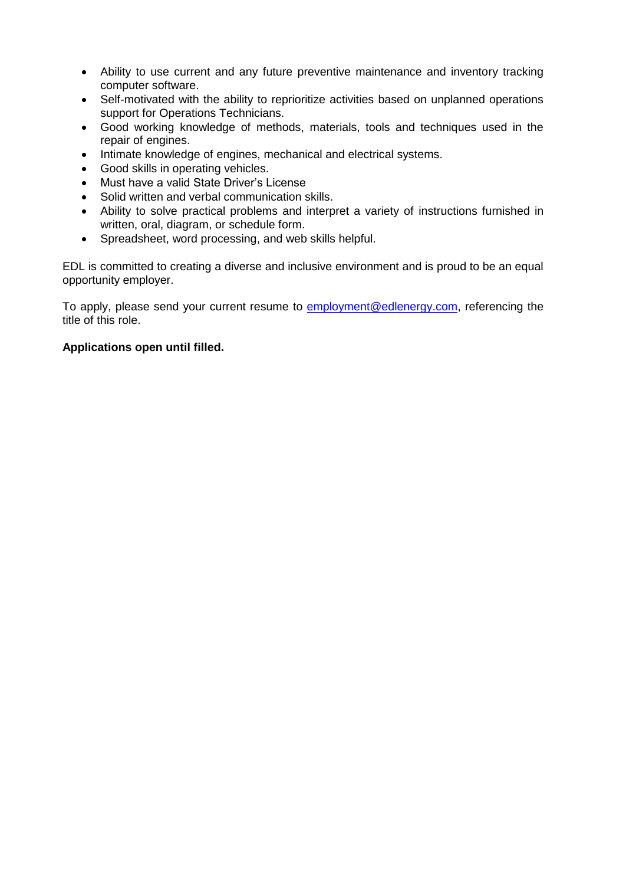- Ability to use current and any future preventive maintenance and inventory tracking computer software.
- Self-motivated with the ability to reprioritize activities based on unplanned operations support for Operations Technicians.
- Good working knowledge of methods, materials, tools and techniques used in the repair of engines.
- Intimate knowledge of engines, mechanical and electrical systems.
- Good skills in operating vehicles.
- Must have a valid State Driver's License
- Solid written and verbal communication skills.
- Ability to solve practical problems and interpret a variety of instructions furnished in written, oral, diagram, or schedule form.
- Spreadsheet, word processing, and web skills helpful.

EDL is committed to creating a diverse and inclusive environment and is proud to be an equal opportunity employer.

To apply, please send your current resume to employment@edlenergy.com, referencing the title of this role.

**Applications open until filled.**